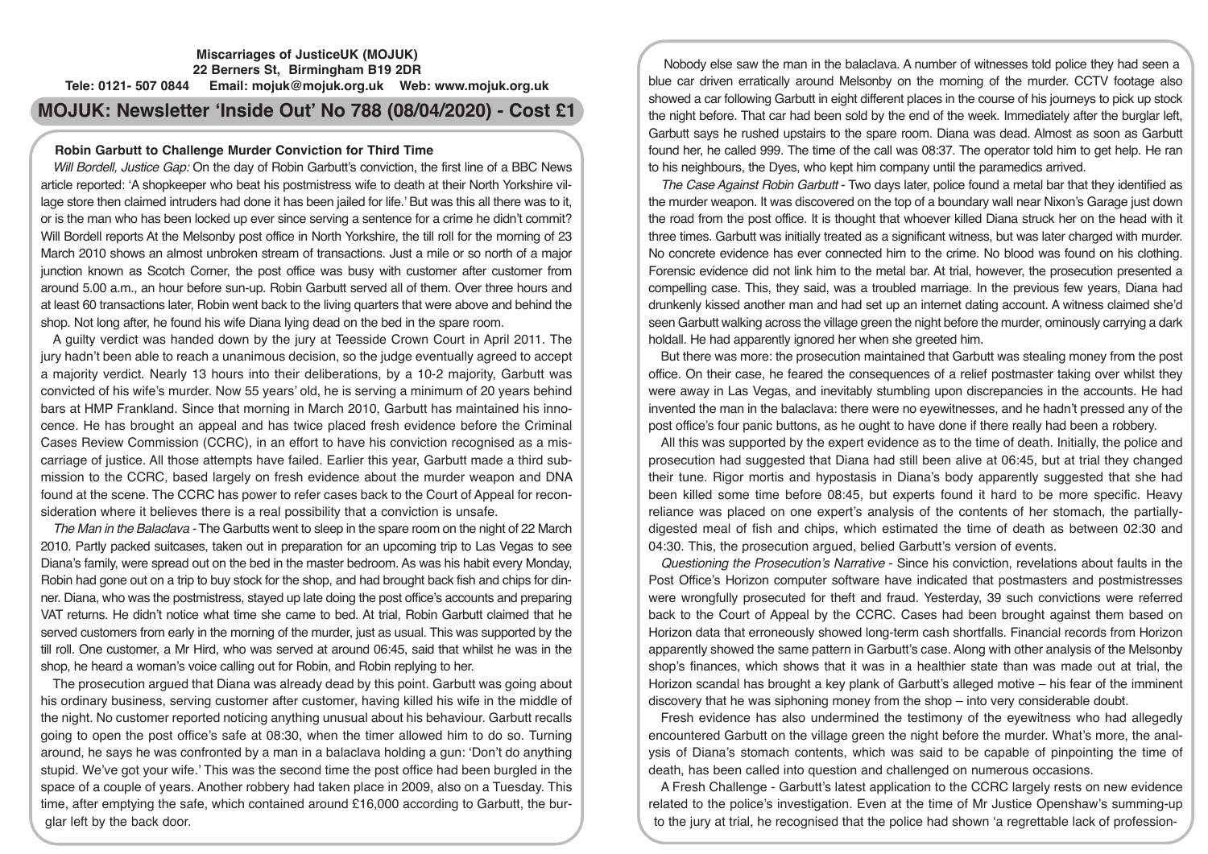**Miscarriages of JusticeUK (MOJUK)**
**22 Berners St, Birmingham B19 2DR**
**Tele: 0121- 507 0844 Email: mojuk@mojuk.org.uk Web: www.mojuk.org.uk**

# MOJUK: Newsletter 'Inside Out' No 788 (08/04/2020) - Cost £1

## Robin Garbutt to Challenge Murder Conviction for Third Time

*Will Bordell, Justice Gap:* On the day of Robin Garbutt's conviction, the first line of a BBC News article reported: 'A shopkeeper who beat his postmistress wife to death at their North Yorkshire village store then claimed intruders had done it has been jailed for life.' But was this all there was to it, or is the man who has been locked up ever since serving a sentence for a crime he didn't commit? Will Bordell reports At the Melsonby post office in North Yorkshire, the till roll for the morning of 23 March 2010 shows an almost unbroken stream of transactions. Just a mile or so north of a major junction known as Scotch Corner, the post office was busy with customer after customer from around 5.00 a.m., an hour before sun-up. Robin Garbutt served all of them. Over three hours and at least 60 transactions later, Robin went back to the living quarters that were above and behind the shop. Not long after, he found his wife Diana lying dead on the bed in the spare room.

A guilty verdict was handed down by the jury at Teesside Crown Court in April 2011. The jury hadn't been able to reach a unanimous decision, so the judge eventually agreed to accept a majority verdict. Nearly 13 hours into their deliberations, by a 10-2 majority, Garbutt was convicted of his wife's murder. Now 55 years' old, he is serving a minimum of 20 years behind bars at HMP Frankland. Since that morning in March 2010, Garbutt has maintained his innocence. He has brought an appeal and has twice placed fresh evidence before the Criminal Cases Review Commission (CCRC), in an effort to have his conviction recognised as a miscarriage of justice. All those attempts have failed. Earlier this year, Garbutt made a third submission to the CCRC, based largely on fresh evidence about the murder weapon and DNA found at the scene. The CCRC has power to refer cases back to the Court of Appeal for reconsideration where it believes there is a real possibility that a conviction is unsafe.

*The Man in the Balaclava* - The Garbutts went to sleep in the spare room on the night of 22 March 2010. Partly packed suitcases, taken out in preparation for an upcoming trip to Las Vegas to see Diana's family, were spread out on the bed in the master bedroom. As was his habit every Monday, Robin had gone out on a trip to buy stock for the shop, and had brought back fish and chips for dinner. Diana, who was the postmistress, stayed up late doing the post office's accounts and preparing VAT returns. He didn't notice what time she came to bed. At trial, Robin Garbutt claimed that he served customers from early in the morning of the murder, just as usual. This was supported by the till roll. One customer, a Mr Hird, who was served at around 06:45, said that whilst he was in the shop, he heard a woman's voice calling out for Robin, and Robin replying to her.

The prosecution argued that Diana was already dead by this point. Garbutt was going about his ordinary business, serving customer after customer, having killed his wife in the middle of the night. No customer reported noticing anything unusual about his behaviour. Garbutt recalls going to open the post office's safe at 08:30, when the timer allowed him to do so. Turning around, he says he was confronted by a man in a balaclava holding a gun: 'Don't do anything stupid. We've got your wife.' This was the second time the post office had been burgled in the space of a couple of years. Another robbery had taken place in 2009, also on a Tuesday. This time, after emptying the safe, which contained around £16,000 according to Garbutt, the burglar left by the back door.

Nobody else saw the man in the balaclava. A number of witnesses told police they had seen a blue car driven erratically around Melsonby on the morning of the murder. CCTV footage also showed a car following Garbutt in eight different places in the course of his journeys to pick up stock the night before. That car had been sold by the end of the week. Immediately after the burglar left, Garbutt says he rushed upstairs to the spare room. Diana was dead. Almost as soon as Garbutt found her, he called 999. The time of the call was 08:37. The operator told him to get help. He ran to his neighbours, the Dyes, who kept him company until the paramedics arrived.

*The Case Against Robin Garbutt* - Two days later, police found a metal bar that they identified as the murder weapon. It was discovered on the top of a boundary wall near Nixon's Garage just down the road from the post office. It is thought that whoever killed Diana struck her on the head with it three times. Garbutt was initially treated as a significant witness, but was later charged with murder. No concrete evidence has ever connected him to the crime. No blood was found on his clothing. Forensic evidence did not link him to the metal bar. At trial, however, the prosecution presented a compelling case. This, they said, was a troubled marriage. In the previous few years, Diana had drunkenly kissed another man and had set up an internet dating account. A witness claimed she'd seen Garbutt walking across the village green the night before the murder, ominously carrying a dark holdall. He had apparently ignored her when she greeted him.

But there was more: the prosecution maintained that Garbutt was stealing money from the post office. On their case, he feared the consequences of a relief postmaster taking over whilst they were away in Las Vegas, and inevitably stumbling upon discrepancies in the accounts. He had invented the man in the balaclava: there were no eyewitnesses, and he hadn't pressed any of the post office's four panic buttons, as he ought to have done if there really had been a robbery.

All this was supported by the expert evidence as to the time of death. Initially, the police and prosecution had suggested that Diana had still been alive at 06:45, but at trial they changed their tune. Rigor mortis and hypostasis in Diana's body apparently suggested that she had been killed some time before 08:45, but experts found it hard to be more specific. Heavy reliance was placed on one expert's analysis of the contents of her stomach, the partially-digested meal of fish and chips, which estimated the time of death as between 02:30 and 04:30. This, the prosecution argued, belied Garbutt's version of events.

*Questioning the Prosecution's Narrative* - Since his conviction, revelations about faults in the Post Office's Horizon computer software have indicated that postmasters and postmistresses were wrongfully prosecuted for theft and fraud. Yesterday, 39 such convictions were referred back to the Court of Appeal by the CCRC. Cases had been brought against them based on Horizon data that erroneously showed long-term cash shortfalls. Financial records from Horizon apparently showed the same pattern in Garbutt's case. Along with other analysis of the Melsonby shop's finances, which shows that it was in a healthier state than was made out at trial, the Horizon scandal has brought a key plank of Garbutt's alleged motive – his fear of the imminent discovery that he was siphoning money from the shop – into very considerable doubt.

Fresh evidence has also undermined the testimony of the eyewitness who had allegedly encountered Garbutt on the village green the night before the murder. What's more, the analysis of Diana's stomach contents, which was said to be capable of pinpointing the time of death, has been called into question and challenged on numerous occasions.

A Fresh Challenge - Garbutt's latest application to the CCRC largely rests on new evidence related to the police's investigation. Even at the time of Mr Justice Openshaw's summing-up to the jury at trial, he recognised that the police had shown 'a regrettable lack of profession-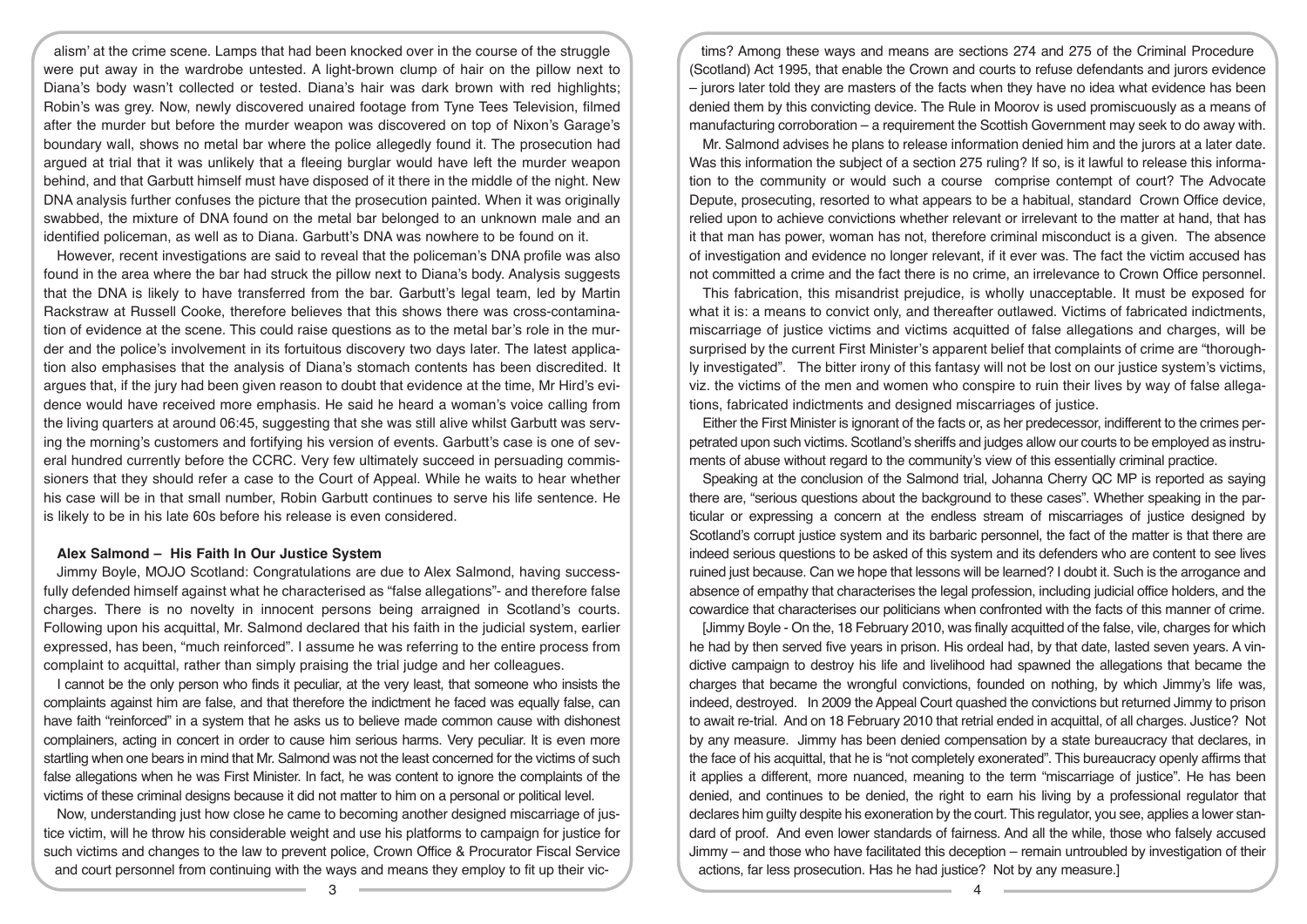alism' at the crime scene. Lamps that had been knocked over in the course of the struggle were put away in the wardrobe untested. A light-brown clump of hair on the pillow next to Diana's body wasn't collected or tested. Diana's hair was dark brown with red highlights; Robin's was grey. Now, newly discovered unaired footage from Tyne Tees Television, filmed after the murder but before the murder weapon was discovered on top of Nixon's Garage's boundary wall, shows no metal bar where the police allegedly found it. The prosecution had argued at trial that it was unlikely that a fleeing burglar would have left the murder weapon behind, and that Garbutt himself must have disposed of it there in the middle of the night. New DNA analysis further confuses the picture that the prosecution painted. When it was originally swabbed, the mixture of DNA found on the metal bar belonged to an unknown male and an identified policeman, as well as to Diana. Garbutt's DNA was nowhere to be found on it.

However, recent investigations are said to reveal that the policeman's DNA profile was also found in the area where the bar had struck the pillow next to Diana's body. Analysis suggests that the DNA is likely to have transferred from the bar. Garbutt's legal team, led by Martin Rackstraw at Russell Cooke, therefore believes that this shows there was cross-contamination of evidence at the scene. This could raise questions as to the metal bar's role in the murder and the police's involvement in its fortuitous discovery two days later. The latest application also emphasises that the analysis of Diana's stomach contents has been discredited. It argues that, if the jury had been given reason to doubt that evidence at the time, Mr Hird's evidence would have received more emphasis. He said he heard a woman's voice calling from the living quarters at around 06:45, suggesting that she was still alive whilst Garbutt was serving the morning's customers and fortifying his version of events. Garbutt's case is one of several hundred currently before the CCRC. Very few ultimately succeed in persuading commissioners that they should refer a case to the Court of Appeal. While he waits to hear whether his case will be in that small number, Robin Garbutt continues to serve his life sentence. He is likely to be in his late 60s before his release is even considered.

## Alex Salmond – His Faith In Our Justice System

Jimmy Boyle, MOJO Scotland: Congratulations are due to Alex Salmond, having successfully defended himself against what he characterised as "false allegations"- and therefore false charges. There is no novelty in innocent persons being arraigned in Scotland's courts. Following upon his acquittal, Mr. Salmond declared that his faith in the judicial system, earlier expressed, has been, "much reinforced". I assume he was referring to the entire process from complaint to acquittal, rather than simply praising the trial judge and her colleagues.

I cannot be the only person who finds it peculiar, at the very least, that someone who insists the complaints against him are false, and that therefore the indictment he faced was equally false, can have faith "reinforced" in a system that he asks us to believe made common cause with dishonest complainers, acting in concert in order to cause him serious harms. Very peculiar. It is even more startling when one bears in mind that Mr. Salmond was not the least concerned for the victims of such false allegations when he was First Minister. In fact, he was content to ignore the complaints of the victims of these criminal designs because it did not matter to him on a personal or political level.

Now, understanding just how close he came to becoming another designed miscarriage of justice victim, will he throw his considerable weight and use his platforms to campaign for justice for such victims and changes to the law to prevent police, Crown Office & Procurator Fiscal Service and court personnel from continuing with the ways and means they employ to fit up their victims? Among these ways and means are sections 274 and 275 of the Criminal Procedure (Scotland) Act 1995, that enable the Crown and courts to refuse defendants and jurors evidence – jurors later told they are masters of the facts when they have no idea what evidence has been denied them by this convicting device. The Rule in Moorov is used promiscuously as a means of manufacturing corroboration – a requirement the Scottish Government may seek to do away with.

Mr. Salmond advises he plans to release information denied him and the jurors at a later date. Was this information the subject of a section 275 ruling? If so, is it lawful to release this information to the community or would such a course comprise contempt of court? The Advocate Depute, prosecuting, resorted to what appears to be a habitual, standard Crown Office device, relied upon to achieve convictions whether relevant or irrelevant to the matter at hand, that has it that man has power, woman has not, therefore criminal misconduct is a given. The absence of investigation and evidence no longer relevant, if it ever was. The fact the victim accused has not committed a crime and the fact there is no crime, an irrelevance to Crown Office personnel.

This fabrication, this misandrist prejudice, is wholly unacceptable. It must be exposed for what it is: a means to convict only, and thereafter outlawed. Victims of fabricated indictments, miscarriage of justice victims and victims acquitted of false allegations and charges, will be surprised by the current First Minister's apparent belief that complaints of crime are "thoroughly investigated". The bitter irony of this fantasy will not be lost on our justice system's victims, viz. the victims of the men and women who conspire to ruin their lives by way of false allegations, fabricated indictments and designed miscarriages of justice.

Either the First Minister is ignorant of the facts or, as her predecessor, indifferent to the crimes perpetrated upon such victims. Scotland's sheriffs and judges allow our courts to be employed as instruments of abuse without regard to the community's view of this essentially criminal practice.

Speaking at the conclusion of the Salmond trial, Johanna Cherry QC MP is reported as saying there are, "serious questions about the background to these cases". Whether speaking in the particular or expressing a concern at the endless stream of miscarriages of justice designed by Scotland's corrupt justice system and its barbaric personnel, the fact of the matter is that there are indeed serious questions to be asked of this system and its defenders who are content to see lives ruined just because. Can we hope that lessons will be learned? I doubt it. Such is the arrogance and absence of empathy that characterises the legal profession, including judicial office holders, and the cowardice that characterises our politicians when confronted with the facts of this manner of crime.

[Jimmy Boyle - On the, 18 February 2010, was finally acquitted of the false, vile, charges for which he had by then served five years in prison. His ordeal had, by that date, lasted seven years. A vindictive campaign to destroy his life and livelihood had spawned the allegations that became the charges that became the wrongful convictions, founded on nothing, by which Jimmy's life was, indeed, destroyed. In 2009 the Appeal Court quashed the convictions but returned Jimmy to prison to await re-trial. And on 18 February 2010 that retrial ended in acquittal, of all charges. Justice? Not by any measure. Jimmy has been denied compensation by a state bureaucracy that declares, in the face of his acquittal, that he is "not completely exonerated". This bureaucracy openly affirms that it applies a different, more nuanced, meaning to the term "miscarriage of justice". He has been denied, and continues to be denied, the right to earn his living by a professional regulator that declares him guilty despite his exoneration by the court. This regulator, you see, applies a lower standard of proof. And even lower standards of fairness. And all the while, those who falsely accused Jimmy – and those who have facilitated this deception – remain untroubled by investigation of their actions, far less prosecution. Has he had justice? Not by any measure.]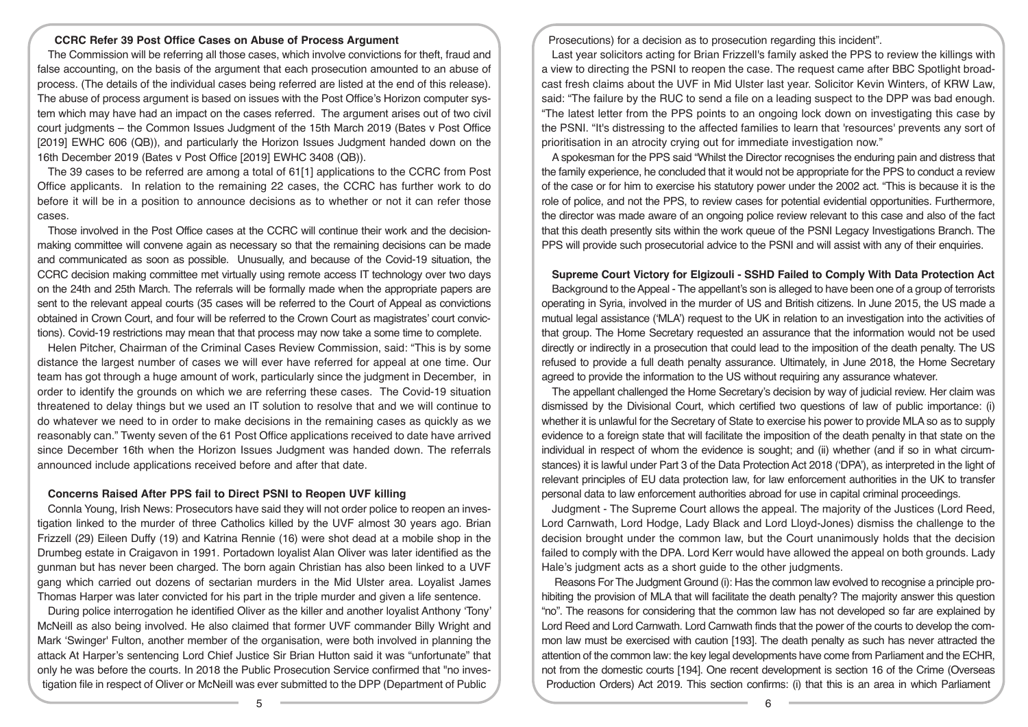### CCRC Refer 39 Post Office Cases on Abuse of Process Argument

The Commission will be referring all those cases, which involve convictions for theft, fraud and false accounting, on the basis of the argument that each prosecution amounted to an abuse of process. (The details of the individual cases being referred are listed at the end of this release). The abuse of process argument is based on issues with the Post Office's Horizon computer system which may have had an impact on the cases referred. The argument arises out of two civil court judgments – the Common Issues Judgment of the 15th March 2019 (Bates v Post Office [2019] EWHC 606 (QB)), and particularly the Horizon Issues Judgment handed down on the 16th December 2019 (Bates v Post Office [2019] EWHC 3408 (QB)).

The 39 cases to be referred are among a total of 61[1] applications to the CCRC from Post Office applicants. In relation to the remaining 22 cases, the CCRC has further work to do before it will be in a position to announce decisions as to whether or not it can refer those cases.

Those involved in the Post Office cases at the CCRC will continue their work and the decision-making committee will convene again as necessary so that the remaining decisions can be made and communicated as soon as possible. Unusually, and because of the Covid-19 situation, the CCRC decision making committee met virtually using remote access IT technology over two days on the 24th and 25th March. The referrals will be formally made when the appropriate papers are sent to the relevant appeal courts (35 cases will be referred to the Court of Appeal as convictions obtained in Crown Court, and four will be referred to the Crown Court as magistrates' court convictions). Covid-19 restrictions may mean that that process may now take a some time to complete.

Helen Pitcher, Chairman of the Criminal Cases Review Commission, said: "This is by some distance the largest number of cases we will ever have referred for appeal at one time. Our team has got through a huge amount of work, particularly since the judgment in December, in order to identify the grounds on which we are referring these cases. The Covid-19 situation threatened to delay things but we used an IT solution to resolve that and we will continue to do whatever we need to in order to make decisions in the remaining cases as quickly as we reasonably can." Twenty seven of the 61 Post Office applications received to date have arrived since December 16th when the Horizon Issues Judgment was handed down. The referrals announced include applications received before and after that date.

### Concerns Raised After PPS fail to Direct PSNI to Reopen UVF killing

Connla Young, Irish News: Prosecutors have said they will not order police to reopen an investigation linked to the murder of three Catholics killed by the UVF almost 30 years ago. Brian Frizzell (29) Eileen Duffy (19) and Katrina Rennie (16) were shot dead at a mobile shop in the Drumbeg estate in Craigavon in 1991. Portadown loyalist Alan Oliver was later identified as the gunman but has never been charged. The born again Christian has also been linked to a UVF gang which carried out dozens of sectarian murders in the Mid Ulster area. Loyalist James Thomas Harper was later convicted for his part in the triple murder and given a life sentence.

During police interrogation he identified Oliver as the killer and another loyalist Anthony 'Tony' McNeill as also being involved. He also claimed that former UVF commander Billy Wright and Mark 'Swinger' Fulton, another member of the organisation, were both involved in planning the attack At Harper's sentencing Lord Chief Justice Sir Brian Hutton said it was "unfortunate" that only he was before the courts. In 2018 the Public Prosecution Service confirmed that "no investigation file in respect of Oliver or McNeill was ever submitted to the DPP (Department of Public Prosecutions) for a decision as to prosecution regarding this incident".

Last year solicitors acting for Brian Frizzell's family asked the PPS to review the killings with a view to directing the PSNI to reopen the case. The request came after BBC Spotlight broadcast fresh claims about the UVF in Mid Ulster last year. Solicitor Kevin Winters, of KRW Law, said: "The failure by the RUC to send a file on a leading suspect to the DPP was bad enough. "The latest letter from the PPS points to an ongoing lock down on investigating this case by the PSNI. "It's distressing to the affected families to learn that 'resources' prevents any sort of prioritisation in an atrocity crying out for immediate investigation now."

A spokesman for the PPS said "Whilst the Director recognises the enduring pain and distress that the family experience, he concluded that it would not be appropriate for the PPS to conduct a review of the case or for him to exercise his statutory power under the 2002 act. "This is because it is the role of police, and not the PPS, to review cases for potential evidential opportunities. Furthermore, the director was made aware of an ongoing police review relevant to this case and also of the fact that this death presently sits within the work queue of the PSNI Legacy Investigations Branch. The PPS will provide such prosecutorial advice to the PSNI and will assist with any of their enquiries.

### Supreme Court Victory for Elgizouli - SSHD Failed to Comply With Data Protection Act

Background to the Appeal - The appellant's son is alleged to have been one of a group of terrorists operating in Syria, involved in the murder of US and British citizens. In June 2015, the US made a mutual legal assistance ('MLA') request to the UK in relation to an investigation into the activities of that group. The Home Secretary requested an assurance that the information would not be used directly or indirectly in a prosecution that could lead to the imposition of the death penalty. The US refused to provide a full death penalty assurance. Ultimately, in June 2018, the Home Secretary agreed to provide the information to the US without requiring any assurance whatever.

The appellant challenged the Home Secretary's decision by way of judicial review. Her claim was dismissed by the Divisional Court, which certified two questions of law of public importance: (i) whether it is unlawful for the Secretary of State to exercise his power to provide MLA so as to supply evidence to a foreign state that will facilitate the imposition of the death penalty in that state on the individual in respect of whom the evidence is sought; and (ii) whether (and if so in what circumstances) it is lawful under Part 3 of the Data Protection Act 2018 ('DPA'), as interpreted in the light of relevant principles of EU data protection law, for law enforcement authorities in the UK to transfer personal data to law enforcement authorities abroad for use in capital criminal proceedings.

Judgment - The Supreme Court allows the appeal. The majority of the Justices (Lord Reed, Lord Carnwath, Lord Hodge, Lady Black and Lord Lloyd-Jones) dismiss the challenge to the decision brought under the common law, but the Court unanimously holds that the decision failed to comply with the DPA. Lord Kerr would have allowed the appeal on both grounds. Lady Hale's judgment acts as a short guide to the other judgments.

Reasons For The Judgment Ground (i): Has the common law evolved to recognise a principle prohibiting the provision of MLA that will facilitate the death penalty? The majority answer this question "no". The reasons for considering that the common law has not developed so far are explained by Lord Reed and Lord Carnwath. Lord Carnwath finds that the power of the courts to develop the common law must be exercised with caution [193]. The death penalty as such has never attracted the attention of the common law: the key legal developments have come from Parliament and the ECHR, not from the domestic courts [194]. One recent development is section 16 of the Crime (Overseas Production Orders) Act 2019. This section confirms: (i) that this is an area in which Parliament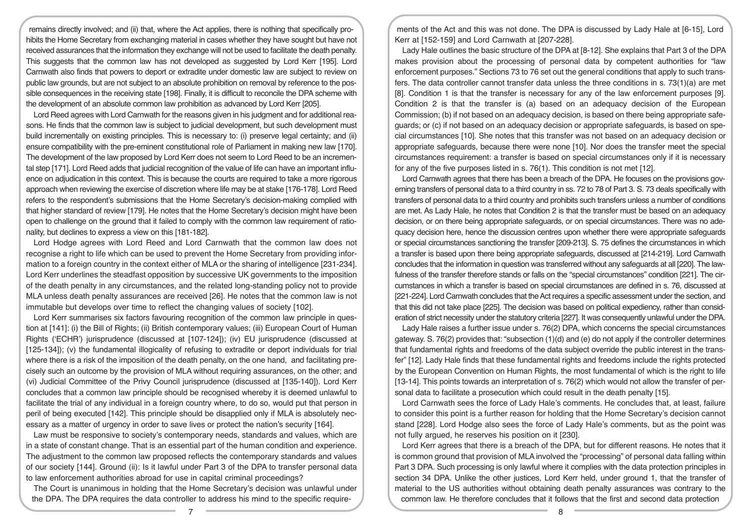remains directly involved; and (ii) that, where the Act applies, there is nothing that specifically prohibits the Home Secretary from exchanging material in cases whether they have sought but have not received assurances that the information they exchange will not be used to facilitate the death penalty. This suggests that the common law has not developed as suggested by Lord Kerr [195]. Lord Carnwath also finds that powers to deport or extradite under domestic law are subject to review on public law grounds, but are not subject to an absolute prohibition on removal by reference to the possible consequences in the receiving state [198]. Finally, it is difficult to reconcile the DPA scheme with the development of an absolute common law prohibition as advanced by Lord Kerr [205].

Lord Reed agrees with Lord Carnwath for the reasons given in his judgment and for additional reasons. He finds that the common law is subject to judicial development, but such development must build incrementally on existing principles. This is necessary to: (i) preserve legal certainty; and (ii) ensure compatibility with the pre-eminent constitutional role of Parliament in making new law [170]. The development of the law proposed by Lord Kerr does not seem to Lord Reed to be an incremental step [171]. Lord Reed adds that judicial recognition of the value of life can have an important influence on adjudication in this context. This is because the courts are required to take a more rigorous approach when reviewing the exercise of discretion where life may be at stake [176-178]. Lord Reed refers to the respondent's submissions that the Home Secretary's decision-making complied with that higher standard of review [179]. He notes that the Home Secretary's decision might have been open to challenge on the ground that it failed to comply with the common law requirement of rationality, but declines to express a view on this [181-182].

Lord Hodge agrees with Lord Reed and Lord Carnwath that the common law does not recognise a right to life which can be used to prevent the Home Secretary from providing information to a foreign country in the context either of MLA or the sharing of intelligence [231-234]. Lord Kerr underlines the steadfast opposition by successive UK governments to the imposition of the death penalty in any circumstances, and the related long-standing policy not to provide MLA unless death penalty assurances are received [26]. He notes that the common law is not immutable but develops over time to reflect the changing values of society [102].

Lord Kerr summarises six factors favouring recognition of the common law principle in question at [141]: (i) the Bill of Rights; (ii) British contemporary values; (iii) European Court of Human Rights ('ECHR') jurisprudence (discussed at [107-124]); (iv) EU jurisprudence (discussed at [125-134]); (v) the fundamental illogicality of refusing to extradite or deport individuals for trial where there is a risk of the imposition of the death penalty, on the one hand, and facilitating precisely such an outcome by the provision of MLA without requiring assurances, on the other; and (vi) Judicial Committee of the Privy Council jurisprudence (discussed at [135-140]). Lord Kerr concludes that a common law principle should be recognised whereby it is deemed unlawful to facilitate the trial of any individual in a foreign country where, to do so, would put that person in peril of being executed [142]. This principle should be disapplied only if MLA is absolutely necessary as a matter of urgency in order to save lives or protect the nation's security [164].

Law must be responsive to society's contemporary needs, standards and values, which are in a state of constant change. That is an essential part of the human condition and experience. The adjustment to the common law proposed reflects the contemporary standards and values of our society [144]. Ground (ii): Is it lawful under Part 3 of the DPA to transfer personal data to law enforcement authorities abroad for use in capital criminal proceedings?

The Court is unanimous in holding that the Home Secretary's decision was unlawful under the DPA. The DPA requires the data controller to address his mind to the specific requirements of the Act and this was not done. The DPA is discussed by Lady Hale at [6-15], Lord Kerr at [152-159] and Lord Carnwath at [207-228].

Lady Hale outlines the basic structure of the DPA at [8-12]. She explains that Part 3 of the DPA makes provision about the processing of personal data by competent authorities for "law enforcement purposes." Sections 73 to 76 set out the general conditions that apply to such transfers. The data controller cannot transfer data unless the three conditions in s. 73(1)(a) are met [8]. Condition 1 is that the transfer is necessary for any of the law enforcement purposes [9]. Condition 2 is that the transfer is (a) based on an adequacy decision of the European Commission; (b) if not based on an adequacy decision, is based on there being appropriate safeguards; or (c) if not based on an adequacy decision or appropriate safeguards, is based on special circumstances [10]. She notes that this transfer was not based on an adequacy decision or appropriate safeguards, because there were none [10]. Nor does the transfer meet the special circumstances requirement: a transfer is based on special circumstances only if it is necessary for any of the five purposes listed in s. 76(1). This condition is not met [12].

Lord Carnwath agrees that there has been a breach of the DPA. He focuses on the provisions governing transfers of personal data to a third country in ss. 72 to 78 of Part 3. S. 73 deals specifically with transfers of personal data to a third country and prohibits such transfers unless a number of conditions are met. As Lady Hale, he notes that Condition 2 is that the transfer must be based on an adequacy decision, or on there being appropriate safeguards, or on special circumstances. There was no adequacy decision here, hence the discussion centres upon whether there were appropriate safeguards or special circumstances sanctioning the transfer [209-213]. S. 75 defines the circumstances in which a transfer is based upon there being appropriate safeguards, discussed at [214-219]. Lord Carnwath concludes that the information in question was transferred without any safeguards at all [220]. The lawfulness of the transfer therefore stands or falls on the "special circumstances" condition [221]. The circumstances in which a transfer is based on special circumstances are defined in s. 76, discussed at [221-224]. Lord Carnwath concludes that the Act requires a specific assessment under the section, and that this did not take place [225]. The decision was based on political expediency, rather than consideration of strict necessity under the statutory criteria [227]. It was consequently unlawful under the DPA.

Lady Hale raises a further issue under s. 76(2) DPA, which concerns the special circumstances gateway. S. 76(2) provides that: "subsection (1)(d) and (e) do not apply if the controller determines that fundamental rights and freedoms of the data subject override the public interest in the transfer" [12]. Lady Hale finds that these fundamental rights and freedoms include the rights protected by the European Convention on Human Rights, the most fundamental of which is the right to life [13-14]. This points towards an interpretation of s. 76(2) which would not allow the transfer of personal data to facilitate a prosecution which could result in the death penalty [15].

Lord Carnwath sees the force of Lady Hale's comments. He concludes that, at least, failure to consider this point is a further reason for holding that the Home Secretary's decision cannot stand [228]. Lord Hodge also sees the force of Lady Hale's comments, but as the point was not fully argued, he reserves his position on it [230].

Lord Kerr agrees that there is a breach of the DPA, but for different reasons. He notes that it is common ground that provision of MLA involved the "processing" of personal data falling within Part 3 DPA. Such processing is only lawful where it complies with the data protection principles in section 34 DPA. Unlike the other justices, Lord Kerr held, under ground 1, that the transfer of material to the US authorities without obtaining death penalty assurances was contrary to the common law. He therefore concludes that it follows that the first and second data protection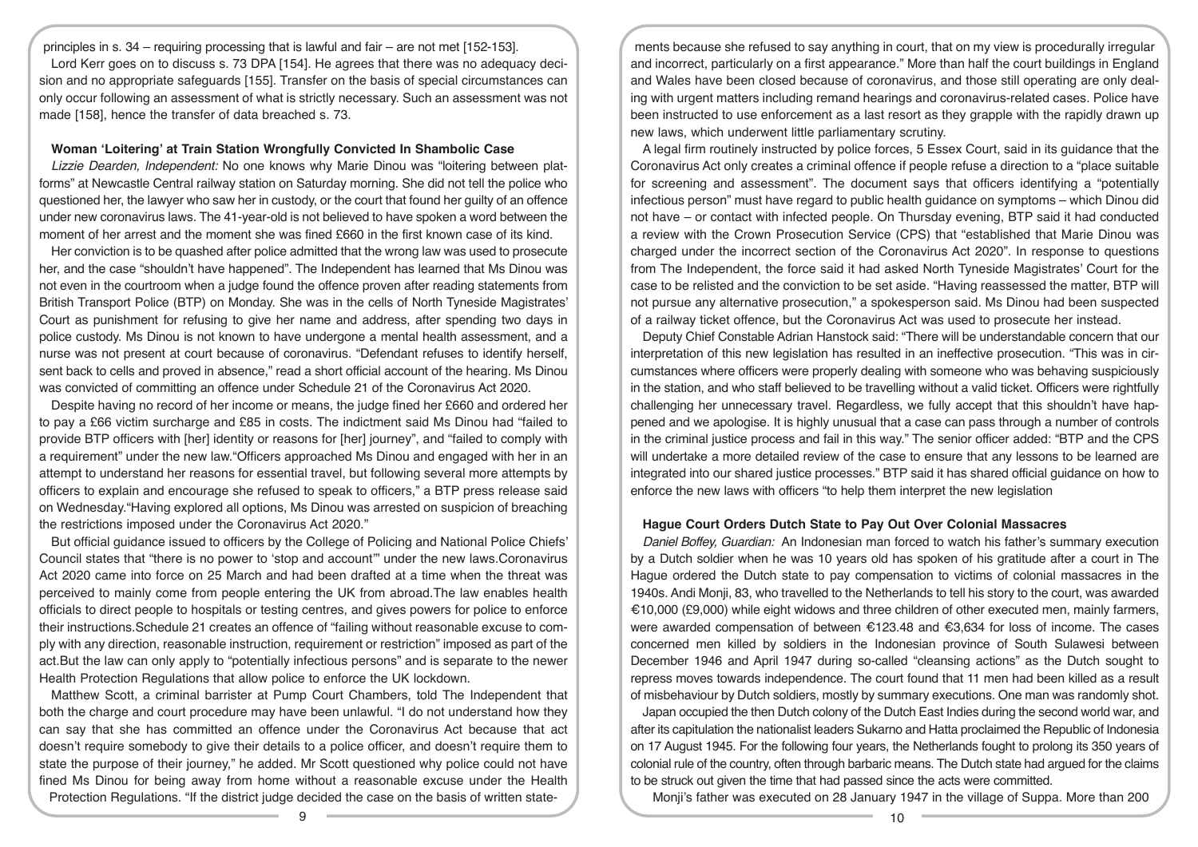principles in s. 34 – requiring processing that is lawful and fair – are not met [152-153].

Lord Kerr goes on to discuss s. 73 DPA [154]. He agrees that there was no adequacy decision and no appropriate safeguards [155]. Transfer on the basis of special circumstances can only occur following an assessment of what is strictly necessary. Such an assessment was not made [158], hence the transfer of data breached s. 73.

### Woman 'Loitering' at Train Station Wrongfully Convicted In Shambolic Case

*Lizzie Dearden, Independent:* No one knows why Marie Dinou was "loitering between platforms" at Newcastle Central railway station on Saturday morning. She did not tell the police who questioned her, the lawyer who saw her in custody, or the court that found her guilty of an offence under new coronavirus laws. The 41-year-old is not believed to have spoken a word between the moment of her arrest and the moment she was fined £660 in the first known case of its kind.

Her conviction is to be quashed after police admitted that the wrong law was used to prosecute her, and the case "shouldn't have happened". The Independent has learned that Ms Dinou was not even in the courtroom when a judge found the offence proven after reading statements from British Transport Police (BTP) on Monday. She was in the cells of North Tyneside Magistrates' Court as punishment for refusing to give her name and address, after spending two days in police custody. Ms Dinou is not known to have undergone a mental health assessment, and a nurse was not present at court because of coronavirus. "Defendant refuses to identify herself, sent back to cells and proved in absence," read a short official account of the hearing. Ms Dinou was convicted of committing an offence under Schedule 21 of the Coronavirus Act 2020.

Despite having no record of her income or means, the judge fined her £660 and ordered her to pay a £66 victim surcharge and £85 in costs. The indictment said Ms Dinou had "failed to provide BTP officers with [her] identity or reasons for [her] journey", and "failed to comply with a requirement" under the new law."Officers approached Ms Dinou and engaged with her in an attempt to understand her reasons for essential travel, but following several more attempts by officers to explain and encourage she refused to speak to officers," a BTP press release said on Wednesday."Having explored all options, Ms Dinou was arrested on suspicion of breaching the restrictions imposed under the Coronavirus Act 2020."

But official guidance issued to officers by the College of Policing and National Police Chiefs' Council states that "there is no power to 'stop and account'" under the new laws.Coronavirus Act 2020 came into force on 25 March and had been drafted at a time when the threat was perceived to mainly come from people entering the UK from abroad.The law enables health officials to direct people to hospitals or testing centres, and gives powers for police to enforce their instructions.Schedule 21 creates an offence of "failing without reasonable excuse to comply with any direction, reasonable instruction, requirement or restriction" imposed as part of the act.But the law can only apply to "potentially infectious persons" and is separate to the newer Health Protection Regulations that allow police to enforce the UK lockdown.

Matthew Scott, a criminal barrister at Pump Court Chambers, told The Independent that both the charge and court procedure may have been unlawful. "I do not understand how they can say that she has committed an offence under the Coronavirus Act because that act doesn't require somebody to give their details to a police officer, and doesn't require them to state the purpose of their journey," he added. Mr Scott questioned why police could not have fined Ms Dinou for being away from home without a reasonable excuse under the Health Protection Regulations. "If the district judge decided the case on the basis of written statements because she refused to say anything in court, that on my view is procedurally irregular and incorrect, particularly on a first appearance." More than half the court buildings in England and Wales have been closed because of coronavirus, and those still operating are only dealing with urgent matters including remand hearings and coronavirus-related cases. Police have been instructed to use enforcement as a last resort as they grapple with the rapidly drawn up new laws, which underwent little parliamentary scrutiny.

A legal firm routinely instructed by police forces, 5 Essex Court, said in its guidance that the Coronavirus Act only creates a criminal offence if people refuse a direction to a "place suitable for screening and assessment". The document says that officers identifying a "potentially infectious person" must have regard to public health guidance on symptoms – which Dinou did not have – or contact with infected people. On Thursday evening, BTP said it had conducted a review with the Crown Prosecution Service (CPS) that "established that Marie Dinou was charged under the incorrect section of the Coronavirus Act 2020". In response to questions from The Independent, the force said it had asked North Tyneside Magistrates' Court for the case to be relisted and the conviction to be set aside. "Having reassessed the matter, BTP will not pursue any alternative prosecution," a spokesperson said. Ms Dinou had been suspected of a railway ticket offence, but the Coronavirus Act was used to prosecute her instead.

Deputy Chief Constable Adrian Hanstock said: "There will be understandable concern that our interpretation of this new legislation has resulted in an ineffective prosecution. "This was in circumstances where officers were properly dealing with someone who was behaving suspiciously in the station, and who staff believed to be travelling without a valid ticket. Officers were rightfully challenging her unnecessary travel. Regardless, we fully accept that this shouldn't have happened and we apologise. It is highly unusual that a case can pass through a number of controls in the criminal justice process and fail in this way." The senior officer added: "BTP and the CPS will undertake a more detailed review of the case to ensure that any lessons to be learned are integrated into our shared justice processes." BTP said it has shared official guidance on how to enforce the new laws with officers "to help them interpret the new legislation

### Hague Court Orders Dutch State to Pay Out Over Colonial Massacres

*Daniel Boffey, Guardian:* An Indonesian man forced to watch his father's summary execution by a Dutch soldier when he was 10 years old has spoken of his gratitude after a court in The Hague ordered the Dutch state to pay compensation to victims of colonial massacres in the 1940s. Andi Monji, 83, who travelled to the Netherlands to tell his story to the court, was awarded €10,000 (£9,000) while eight widows and three children of other executed men, mainly farmers, were awarded compensation of between €123.48 and €3,634 for loss of income. The cases concerned men killed by soldiers in the Indonesian province of South Sulawesi between December 1946 and April 1947 during so-called "cleansing actions" as the Dutch sought to repress moves towards independence. The court found that 11 men had been killed as a result of misbehaviour by Dutch soldiers, mostly by summary executions. One man was randomly shot.

Japan occupied the then Dutch colony of the Dutch East Indies during the second world war, and after its capitulation the nationalist leaders Sukarno and Hatta proclaimed the Republic of Indonesia on 17 August 1945. For the following four years, the Netherlands fought to prolong its 350 years of colonial rule of the country, often through barbaric means. The Dutch state had argued for the claims to be struck out given the time that had passed since the acts were committed.

Monji's father was executed on 28 January 1947 in the village of Suppa. More than 200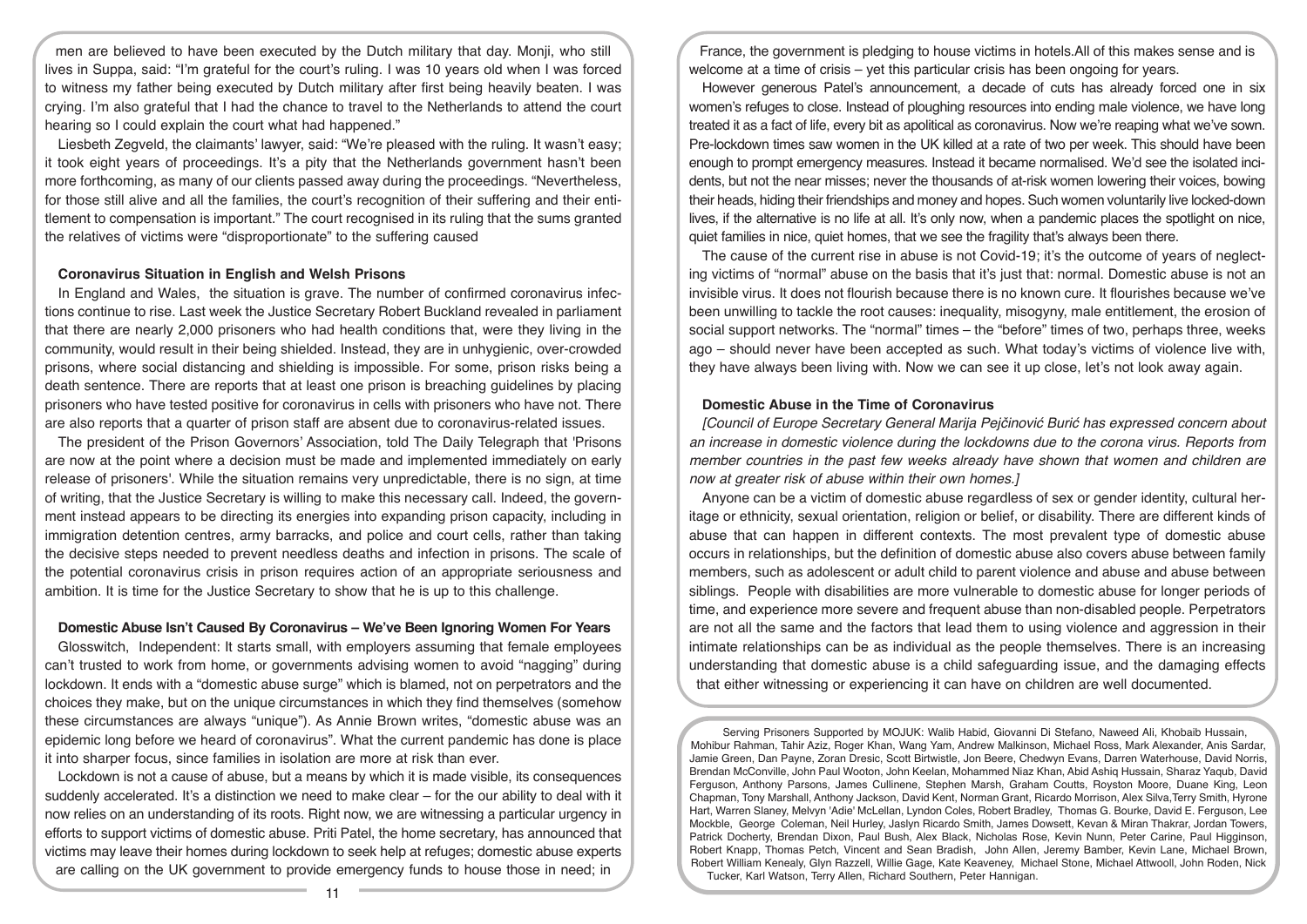men are believed to have been executed by the Dutch military that day. Monji, who still lives in Suppa, said: "I'm grateful for the court's ruling. I was 10 years old when I was forced to witness my father being executed by Dutch military after first being heavily beaten. I was crying. I'm also grateful that I had the chance to travel to the Netherlands to attend the court hearing so I could explain the court what had happened."

Liesbeth Zegveld, the claimants' lawyer, said: "We're pleased with the ruling. It wasn't easy; it took eight years of proceedings. It's a pity that the Netherlands government hasn't been more forthcoming, as many of our clients passed away during the proceedings. "Nevertheless, for those still alive and all the families, the court's recognition of their suffering and their entitlement to compensation is important." The court recognised in its ruling that the sums granted the relatives of victims were "disproportionate" to the suffering caused

### Coronavirus Situation in English and Welsh Prisons

In England and Wales, the situation is grave. The number of confirmed coronavirus infections continue to rise. Last week the Justice Secretary Robert Buckland revealed in parliament that there are nearly 2,000 prisoners who had health conditions that, were they living in the community, would result in their being shielded. Instead, they are in unhygienic, over-crowded prisons, where social distancing and shielding is impossible. For some, prison risks being a death sentence. There are reports that at least one prison is breaching guidelines by placing prisoners who have tested positive for coronavirus in cells with prisoners who have not. There are also reports that a quarter of prison staff are absent due to coronavirus-related issues.

The president of the Prison Governors' Association, told The Daily Telegraph that 'Prisons are now at the point where a decision must be made and implemented immediately on early release of prisoners'. While the situation remains very unpredictable, there is no sign, at time of writing, that the Justice Secretary is willing to make this necessary call. Indeed, the government instead appears to be directing its energies into expanding prison capacity, including in immigration detention centres, army barracks, and police and court cells, rather than taking the decisive steps needed to prevent needless deaths and infection in prisons. The scale of the potential coronavirus crisis in prison requires action of an appropriate seriousness and ambition. It is time for the Justice Secretary to show that he is up to this challenge.

### Domestic Abuse Isn't Caused By Coronavirus – We've Been Ignoring Women For Years

Glosswitch, Independent: It starts small, with employers assuming that female employees can't trusted to work from home, or governments advising women to avoid "nagging" during lockdown. It ends with a "domestic abuse surge" which is blamed, not on perpetrators and the choices they make, but on the unique circumstances in which they find themselves (somehow these circumstances are always "unique"). As Annie Brown writes, "domestic abuse was an epidemic long before we heard of coronavirus". What the current pandemic has done is place it into sharper focus, since families in isolation are more at risk than ever.

Lockdown is not a cause of abuse, but a means by which it is made visible, its consequences suddenly accelerated. It's a distinction we need to make clear – for the our ability to deal with it now relies on an understanding of its roots. Right now, we are witnessing a particular urgency in efforts to support victims of domestic abuse. Priti Patel, the home secretary, has announced that victims may leave their homes during lockdown to seek help at refuges; domestic abuse experts are calling on the UK government to provide emergency funds to house those in need; in France, the government is pledging to house victims in hotels.All of this makes sense and is welcome at a time of crisis – yet this particular crisis has been ongoing for years.

However generous Patel's announcement, a decade of cuts has already forced one in six women's refuges to close. Instead of ploughing resources into ending male violence, we have long treated it as a fact of life, every bit as apolitical as coronavirus. Now we're reaping what we've sown. Pre-lockdown times saw women in the UK killed at a rate of two per week. This should have been enough to prompt emergency measures. Instead it became normalised. We'd see the isolated incidents, but not the near misses; never the thousands of at-risk women lowering their voices, bowing their heads, hiding their friendships and money and hopes. Such women voluntarily live locked-down lives, if the alternative is no life at all. It's only now, when a pandemic places the spotlight on nice, quiet families in nice, quiet homes, that we see the fragility that's always been there.

The cause of the current rise in abuse is not Covid-19; it's the outcome of years of neglecting victims of "normal" abuse on the basis that it's just that: normal. Domestic abuse is not an invisible virus. It does not flourish because there is no known cure. It flourishes because we've been unwilling to tackle the root causes: inequality, misogyny, male entitlement, the erosion of social support networks. The "normal" times – the "before" times of two, perhaps three, weeks ago – should never have been accepted as such. What today's victims of violence live with, they have always been living with. Now we can see it up close, let's not look away again.

### Domestic Abuse in the Time of Coronavirus

*[Council of Europe Secretary General Marija Pejčinović Burić has expressed concern about an increase in domestic violence during the lockdowns due to the corona virus. Reports from member countries in the past few weeks already have shown that women and children are now at greater risk of abuse within their own homes.]*

Anyone can be a victim of domestic abuse regardless of sex or gender identity, cultural heritage or ethnicity, sexual orientation, religion or belief, or disability. There are different kinds of abuse that can happen in different contexts. The most prevalent type of domestic abuse occurs in relationships, but the definition of domestic abuse also covers abuse between family members, such as adolescent or adult child to parent violence and abuse and abuse between siblings. People with disabilities are more vulnerable to domestic abuse for longer periods of time, and experience more severe and frequent abuse than non-disabled people. Perpetrators are not all the same and the factors that lead them to using violence and aggression in their intimate relationships can be as individual as the people themselves. There is an increasing understanding that domestic abuse is a child safeguarding issue, and the damaging effects that either witnessing or experiencing it can have on children are well documented.

Serving Prisoners Supported by MOJUK: Walib Habid, Giovanni Di Stefano, Naweed Ali, Khobaib Hussain, Mohibur Rahman, Tahir Aziz, Roger Khan, Wang Yam, Andrew Malkinson, Michael Ross, Mark Alexander, Anis Sardar, Jamie Green, Dan Payne, Zoran Dresic, Scott Birtwistle, Jon Beere, Chedwyn Evans, Darren Waterhouse, David Norris, Brendan McConville, John Paul Wooton, John Keelan, Mohammed Niaz Khan, Abid Ashiq Hussain, Sharaz Yaqub, David Ferguson, Anthony Parsons, James Cullinene, Stephen Marsh, Graham Coutts, Royston Moore, Duane King, Leon Chapman, Tony Marshall, Anthony Jackson, David Kent, Norman Grant, Ricardo Morrison, Alex Silva,Terry Smith, Hyrone Hart, Warren Slaney, Melvyn 'Adie' McLellan, Lyndon Coles, Robert Bradley, Thomas G. Bourke, David E. Ferguson, Lee Mockble, George Coleman, Neil Hurley, Jaslyn Ricardo Smith, James Dowsett, Kevan & Miran Thakrar, Jordan Towers, Patrick Docherty, Brendan Dixon, Paul Bush, Alex Black, Nicholas Rose, Kevin Nunn, Peter Carine, Paul Higginson, Robert Knapp, Thomas Petch, Vincent and Sean Bradish, John Allen, Jeremy Bamber, Kevin Lane, Michael Brown, Robert William Kenealy, Glyn Razzell, Willie Gage, Kate Keaveney, Michael Stone, Michael Attwooll, John Roden, Nick Tucker, Karl Watson, Terry Allen, Richard Southern, Peter Hannigan.